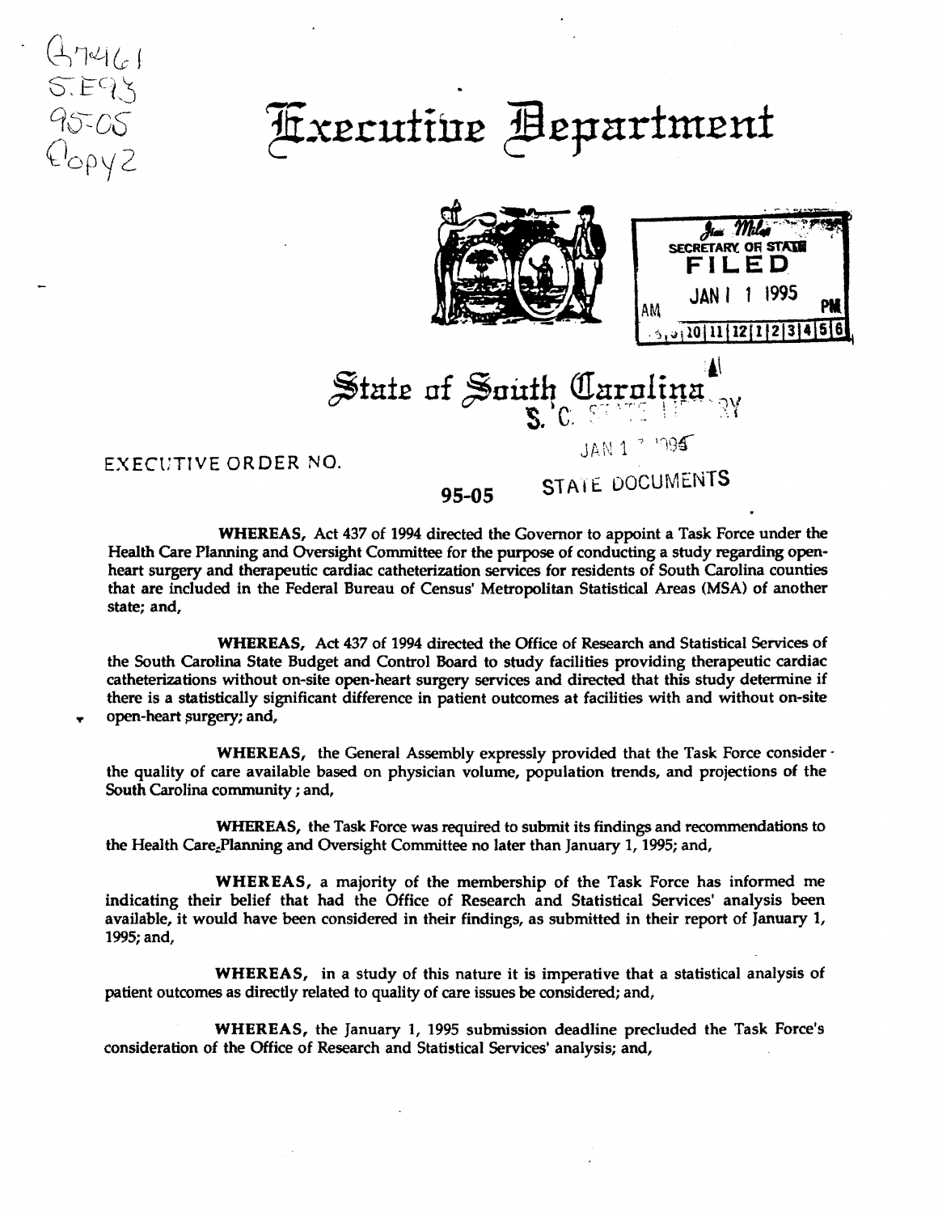G7461
S.E93
95-05
Copy2

# Executive Department

SECRETARY OF STATE
FILED
JAN 11 1995

# State of South Carolina

S.C. STATE LIBRARY
JAN 17 1995
STATE DOCUMENTS

EXECUTIVE ORDER NO. **95-05**

**WHEREAS,** Act 437 of 1994 directed the Governor to appoint a Task Force under the Health Care Planning and Oversight Committee for the purpose of conducting a study regarding open-heart surgery and therapeutic cardiac catheterization services for residents of South Carolina counties that are included in the Federal Bureau of Census' Metropolitan Statistical Areas (MSA) of another state; and,

**WHEREAS,** Act 437 of 1994 directed the Office of Research and Statistical Services of the South Carolina State Budget and Control Board to study facilities providing therapeutic cardiac catheterizations without on-site open-heart surgery services and directed that this study determine if there is a statistically significant difference in patient outcomes at facilities with and without on-site open-heart surgery; and,

**WHEREAS,** the General Assembly expressly provided that the Task Force consider the quality of care available based on physician volume, population trends, and projections of the South Carolina community ; and,

**WHEREAS,** the Task Force was required to submit its findings and recommendations to the Health Care Planning and Oversight Committee no later than January 1, 1995; and,

**WHEREAS,** a majority of the membership of the Task Force has informed me indicating their belief that had the Office of Research and Statistical Services' analysis been available, it would have been considered in their findings, as submitted in their report of January 1, 1995; and,

**WHEREAS,** in a study of this nature it is imperative that a statistical analysis of patient outcomes as directly related to quality of care issues be considered; and,

**WHEREAS,** the January 1, 1995 submission deadline precluded the Task Force's consideration of the Office of Research and Statistical Services' analysis; and,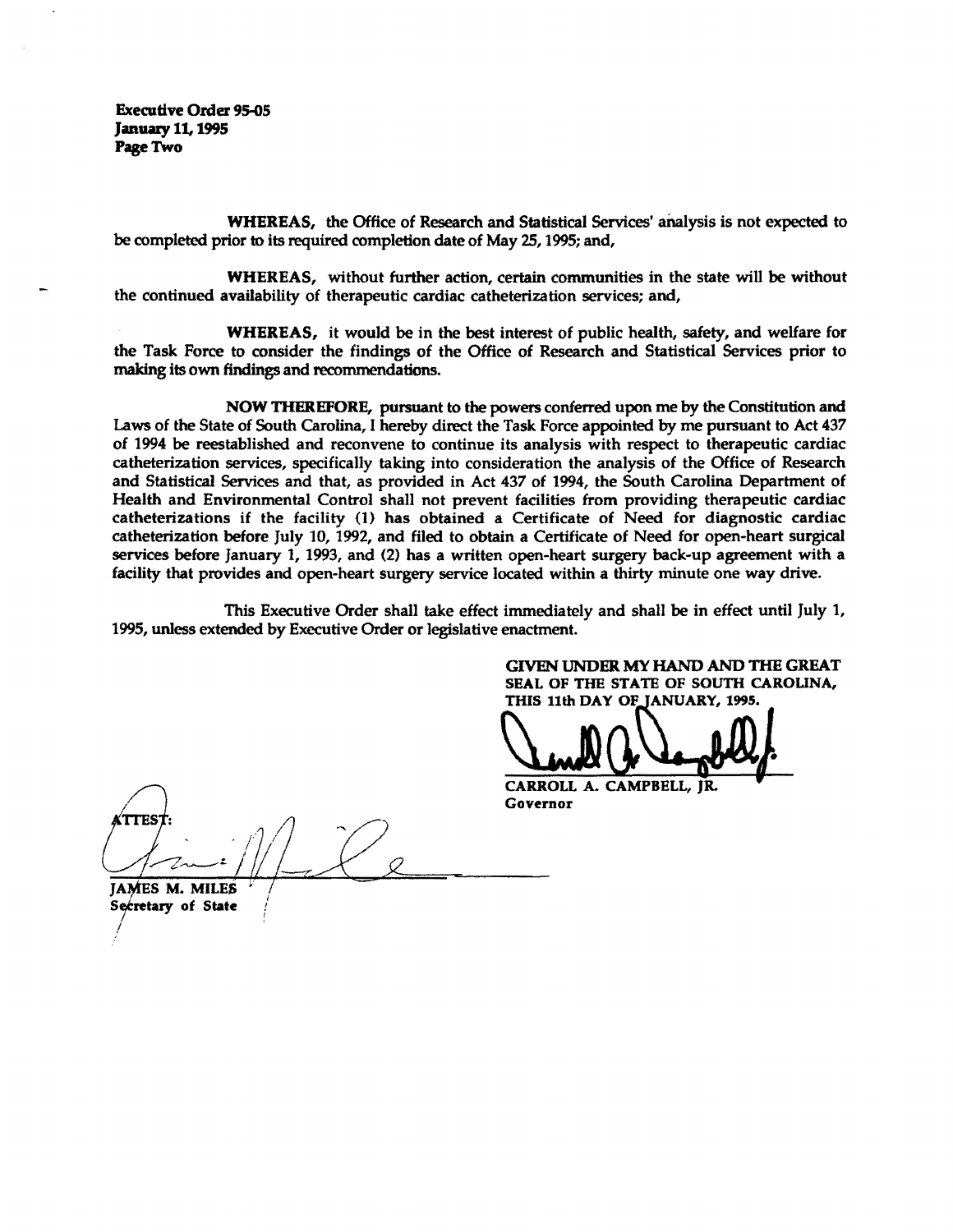Executive Order 95-05
January 11, 1995
Page Two

**WHEREAS,** the Office of Research and Statistical Services' analysis is not expected to be completed prior to its required completion date of May 25, 1995; and,

**WHEREAS,** without further action, certain communities in the state will be without the continued availability of therapeutic cardiac catheterization services; and,

**WHEREAS,** it would be in the best interest of public health, safety, and welfare for the Task Force to consider the findings of the Office of Research and Statistical Services prior to making its own findings and recommendations.

**NOW THEREFORE,** pursuant to the powers conferred upon me by the Constitution and Laws of the State of South Carolina, I hereby direct the Task Force appointed by me pursuant to Act 437 of 1994 be reestablished and reconvene to continue its analysis with respect to therapeutic cardiac catheterization services, specifically taking into consideration the analysis of the Office of Research and Statistical Services and that, as provided in Act 437 of 1994, the South Carolina Department of Health and Environmental Control shall not prevent facilities from providing therapeutic cardiac catheterizations if the facility (1) has obtained a Certificate of Need for diagnostic cardiac catheterization before July 10, 1992, and filed to obtain a Certificate of Need for open-heart surgical services before January 1, 1993, and (2) has a written open-heart surgery back-up agreement with a facility that provides and open-heart surgery service located within a thirty minute one way drive.

This Executive Order shall take effect immediately and shall be in effect until July 1, 1995, unless extended by Executive Order or legislative enactment.

**GIVEN UNDER MY HAND AND THE GREAT SEAL OF THE STATE OF SOUTH CAROLINA, THIS 11th DAY OF JANUARY, 1995.**

**CARROLL A. CAMPBELL, JR.**
**Governor**

**ATTEST:**

**JAMES M. MILES**
**Secretary of State**